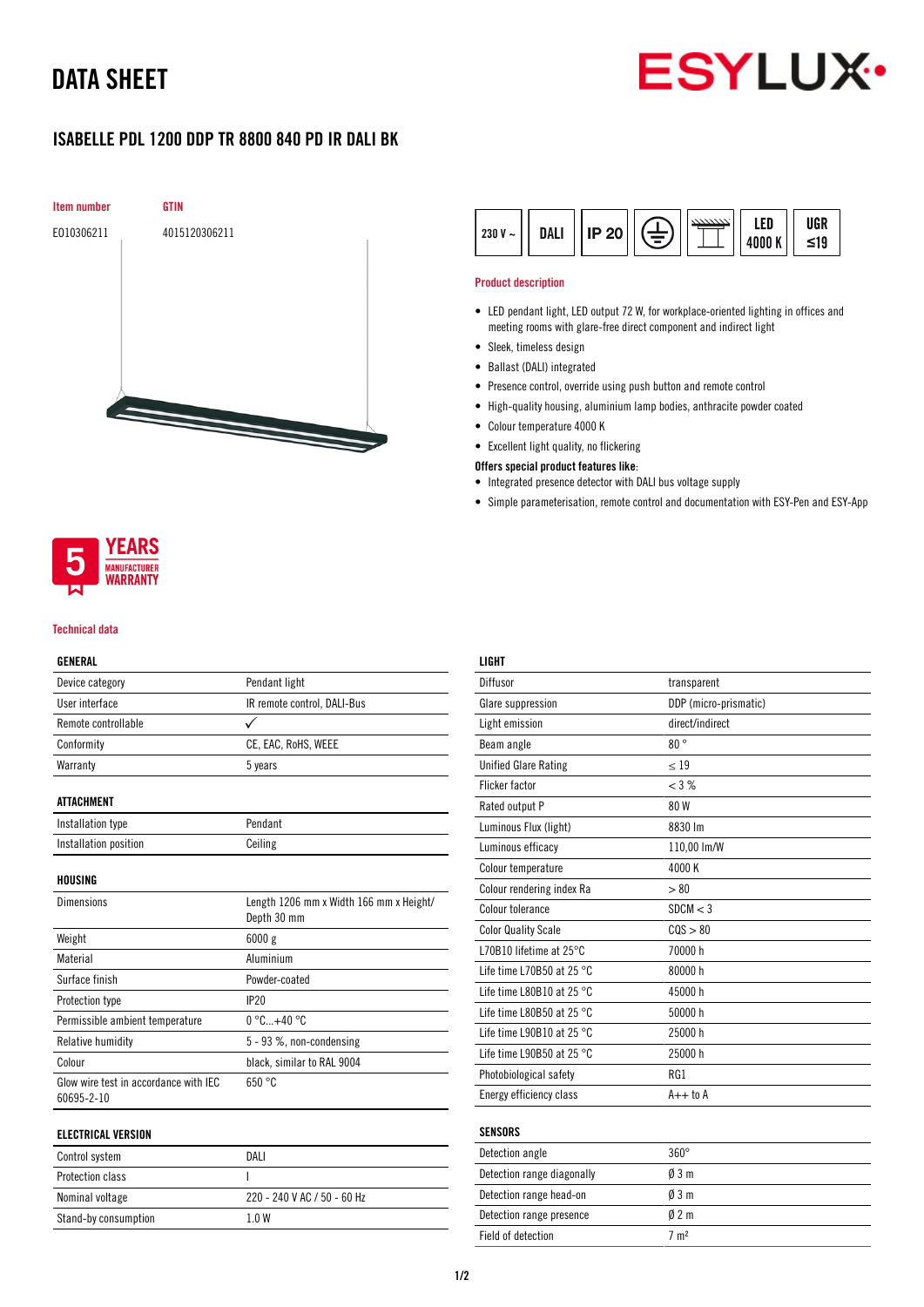# DATA SHEET

ESYLUX

## ISABELLE PDL 1200 DDP TR 8800 840 PD IR DALI BK

| Item number | GTIN |
|---|---|
| E010306211 | 4015120306211 |

230 V ~ | DALI | IP 20 | LED 4000 K | UGR ≤19

### Product description

- LED pendant light, LED output 72 W, for workplace-oriented lighting in offices and meeting rooms with glare-free direct component and indirect light
- Sleek, timeless design
- Ballast (DALI) integrated
- Presence control, override using push button and remote control
- High-quality housing, aluminium lamp bodies, anthracite powder coated
- Colour temperature 4000 K
- Excellent light quality, no flickering

**Offers special product features like:**

- Integrated presence detector with DALI bus voltage supply
- Simple parameterisation, remote control and documentation with ESY-Pen and ESY-App

5 YEARS MANUFACTURER WARRANTY

### Technical data

| GENERAL | |
|---|---|
| Device category | Pendant light |
| User interface | IR remote control, DALI-Bus |
| Remote controllable | ✓ |
| Conformity | CE, EAC, RoHS, WEEE |
| Warranty | 5 years |

| ATTACHMENT | |
|---|---|
| Installation type | Pendant |
| Installation position | Ceiling |

| HOUSING | |
|---|---|
| Dimensions | Length 1206 mm x Width 166 mm x Height/ Depth 30 mm |
| Weight | 6000 g |
| Material | Aluminium |
| Surface finish | Powder-coated |
| Protection type | IP20 |
| Permissible ambient temperature | 0 °C...+40 °C |
| Relative humidity | 5 - 93 %, non-condensing |
| Colour | black, similar to RAL 9004 |
| Glow wire test in accordance with IEC 60695-2-10 | 650 °C |

| ELECTRICAL VERSION | |
|---|---|
| Control system | DALI |
| Protection class | I |
| Nominal voltage | 220 - 240 V AC / 50 - 60 Hz |
| Stand-by consumption | 1.0 W |

| LIGHT | |
|---|---|
| Diffusor | transparent |
| Glare suppression | DDP (micro-prismatic) |
| Light emission | direct/indirect |
| Beam angle | 80 ° |
| Unified Glare Rating | ≤ 19 |
| Flicker factor | < 3 % |
| Rated output P | 80 W |
| Luminous Flux (light) | 8830 lm |
| Luminous efficacy | 110,00 lm/W |
| Colour temperature | 4000 K |
| Colour rendering index Ra | > 80 |
| Colour tolerance | SDCM < 3 |
| Color Quality Scale | CQS > 80 |
| L70B10 lifetime at 25°C | 70000 h |
| Life time L70B50 at 25 °C | 80000 h |
| Life time L80B10 at 25 °C | 45000 h |
| Life time L80B50 at 25 °C | 50000 h |
| Life time L90B10 at 25 °C | 25000 h |
| Life time L90B50 at 25 °C | 25000 h |
| Photobiological safety | RG1 |
| Energy efficiency class | A++ to A |

| SENSORS | |
|---|---|
| Detection angle | 360° |
| Detection range diagonally | Ø 3 m |
| Detection range head-on | Ø 3 m |
| Detection range presence | Ø 2 m |
| Field of detection | 7 m² |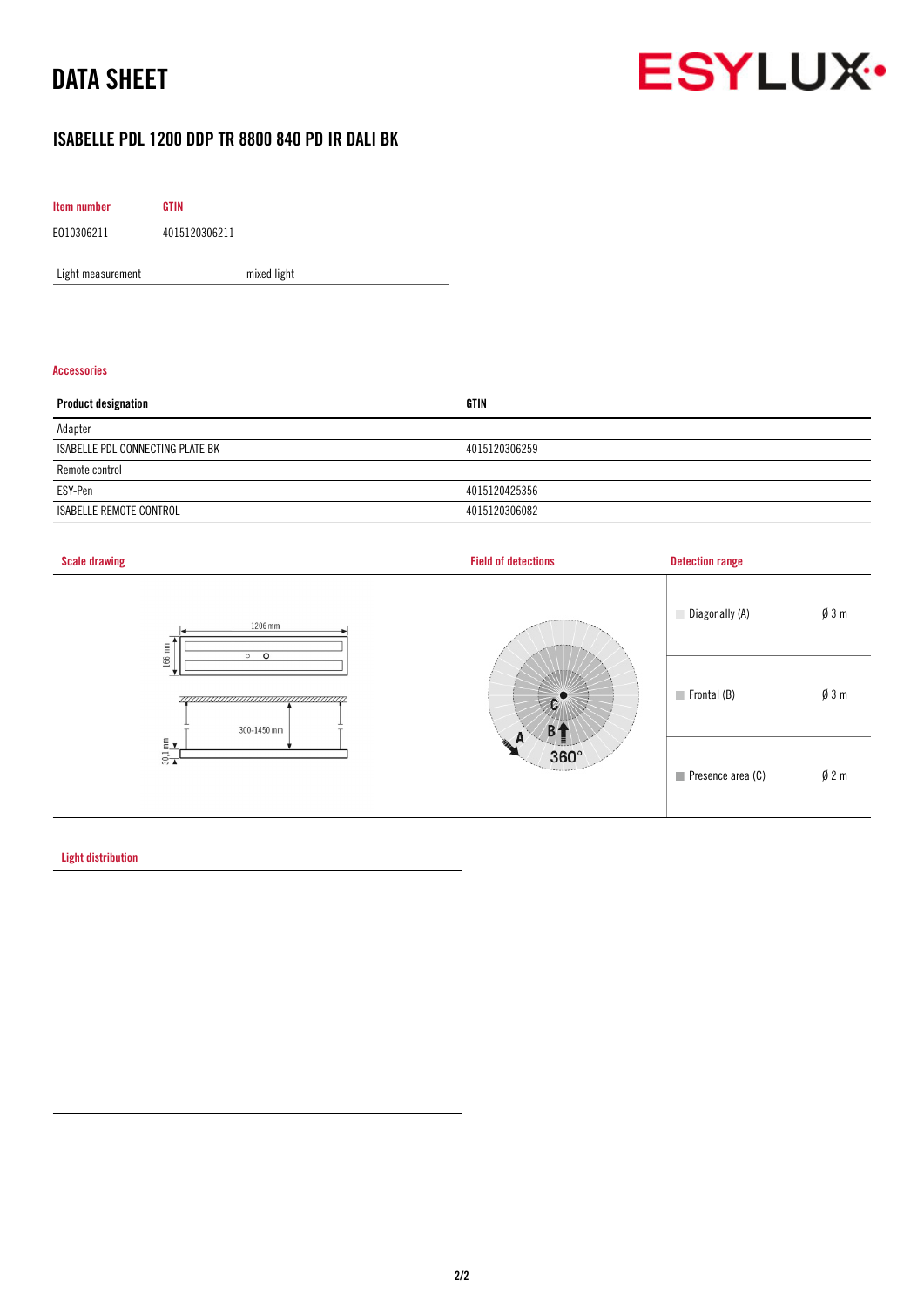# DATA SHEET

## ISABELLE PDL 1200 DDP TR 8800 840 PD IR DALI BK

| Item number | GTIN |
| --- | --- |
| E010306211 | 4015120306211 |

| | |
| --- | --- |
| Light measurement | mixed light |

### Accessories

| Product designation | GTIN |
| --- | --- |
| Adapter | |
| ISABELLE PDL CONNECTING PLATE BK | 4015120306259 |
| Remote control | |
| ESY-Pen | 4015120425356 |
| ISABELLE REMOTE CONTROL | 4015120306082 |

### Scale drawing

1206 mm
166 mm
300-1450 mm
30.1 mm

### Field of detections

C
B
A
360°

### Detection range

| | |
| --- | --- |
| Diagonally (A) | Ø 3 m |
| Frontal (B) | Ø 3 m |
| Presence area (C) | Ø 2 m |

### Light distribution